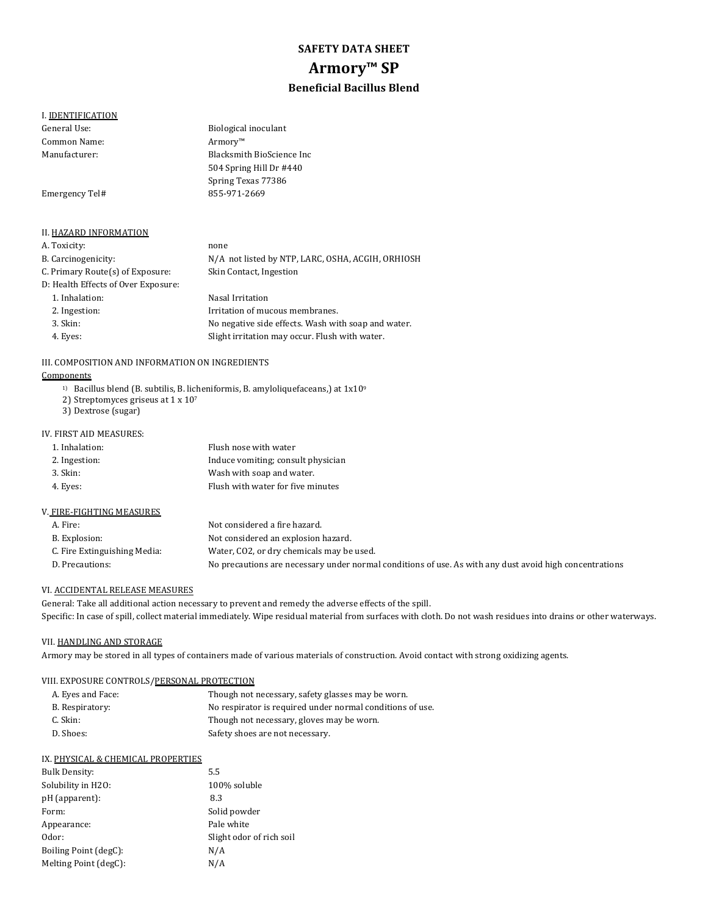# SAFETY DATA SHEET

# Armory™ SP

## Beneficial Bacillus Blend

### I. IDENTIFICATION

| | |
|---|---|
| General Use: | Biological inoculant |
| Common Name: | Armory™ |
| Manufacturer: | Blacksmith BioScience Inc<br>504 Spring Hill Dr #440<br>Spring Texas 77386 |
| Emergency Tel# | 855-971-2669 |

### II. HAZARD INFORMATION

| | |
|---|---|
| A. Toxicity: | none |
| B. Carcinogenicity: | N/A not listed by NTP, LARC, OSHA, ACGIH, ORHIOSH |
| C. Primary Route(s) of Exposure: | Skin Contact, Ingestion |
| D: Health Effects of Over Exposure: | |
| 1. Inhalation: | Nasal Irritation |
| 2. Ingestion: | Irritation of mucous membranes. |
| 3. Skin: | No negative side effects. Wash with soap and water. |
| 4. Eyes: | Slight irritation may occur. Flush with water. |

### III. COMPOSITION AND INFORMATION ON INGREDIENTS

Components

1) Bacillus blend (B. subtilis, B. licheniformis, B. amyloliquefaceans,) at $1x10^9$
2) Streptomyces griseus at $1 \times 10^7$
3) Dextrose (sugar)

### IV. FIRST AID MEASURES:

| | |
|---|---|
| 1. Inhalation: | Flush nose with water |
| 2. Ingestion: | Induce vomiting; consult physician |
| 3. Skin: | Wash with soap and water. |
| 4. Eyes: | Flush with water for five minutes |

### V. FIRE-FIGHTING MEASURES

| | |
|---|---|
| A. Fire: | Not considered a fire hazard. |
| B. Explosion: | Not considered an explosion hazard. |
| C. Fire Extinguishing Media: | Water, CO2, or dry chemicals may be used. |
| D. Precautions: | No precautions are necessary under normal conditions of use. As with any dust avoid high concentrations |

### VI. ACCIDENTAL RELEASE MEASURES

General: Take all additional action necessary to prevent and remedy the adverse effects of the spill.

Specific: In case of spill, collect material immediately. Wipe residual material from surfaces with cloth. Do not wash residues into drains or other waterways.

### VII. HANDLING AND STORAGE

Armory may be stored in all types of containers made of various materials of construction. Avoid contact with strong oxidizing agents.

### VIII. EXPOSURE CONTROLS/PERSONAL PROTECTION

| | |
|---|---|
| A. Eyes and Face: | Though not necessary, safety glasses may be worn. |
| B. Respiratory: | No respirator is required under normal conditions of use. |
| C. Skin: | Though not necessary, gloves may be worn. |
| D. Shoes: | Safety shoes are not necessary. |

### IX. PHYSICAL & CHEMICAL PROPERTIES

| | |
|---|---|
| Bulk Density: | 5.5 |
| Solubility in H2O: | 100% soluble |
| pH (apparent): | 8.3 |
| Form: | Solid powder |
| Appearance: | Pale white |
| Odor: | Slight odor of rich soil |
| Boiling Point (degC): | N/A |
| Melting Point (degC): | N/A |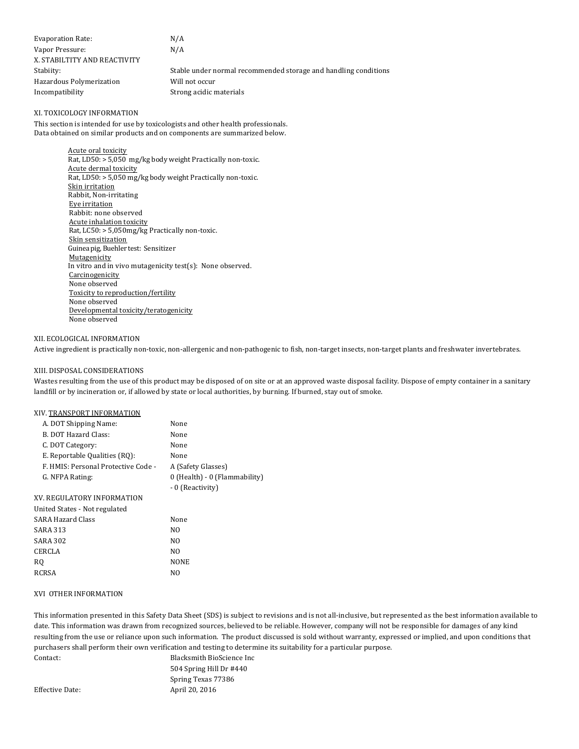| | |
|---|---|
| Evaporation Rate: | N/A |
| Vapor Pressure: | N/A |

## X. STABILTITY AND REACTIVITY

| | |
|---|---|
| Stabiity: | Stable under normal recommended storage and handling conditions |
| Hazardous Polymerization | Will not occur |
| Incompatibility | Strong acidic materials |

## XI. TOXICOLOGY INFORMATION

This section is intended for use by toxicologists and other health professionals.
Data obtained on similar products and on components are summarized below.

Acute oral toxicity
Rat, LD50: > 5,050 mg/kg body weight Practically non-toxic.
Acute dermal toxicity
Rat, LD50: > 5,050 mg/kg body weight Practically non-toxic.
Skin irritation
Rabbit, Non-irritating
Eye irritation
Rabbit: none observed
Acute inhalation toxicity
Rat, LC50: > 5,050mg/kg Practically non-toxic.
Skin sensitization
Guinea pig, Buehler test: Sensitizer
Mutagenicity
In vitro and in vivo mutagenicity test(s): None observed.
Carcinogenicity
None observed
Toxicity to reproduction/fertility
None observed
Developmental toxicity/teratogenicity
None observed

## XII. ECOLOGICAL INFORMATION

Active ingredient is practically non-toxic, non-allergenic and non-pathogenic to fish, non-target insects, non-target plants and freshwater invertebrates.

## XIII. DISPOSAL CONSIDERATIONS

Wastes resulting from the use of this product may be disposed of on site or at an approved waste disposal facility. Dispose of empty container in a sanitary landfill or by incineration or, if allowed by state or local authorities, by burning. If burned, stay out of smoke.

## XIV. TRANSPORT INFORMATION

| | |
|---|---|
| A. DOT Shipping Name: | None |
| B. DOT Hazard Class: | None |
| C. DOT Category: | None |
| E. Reportable Qualities (RQ): | None |
| F. HMIS: Personal Protective Code - | A (Safety Glasses) |
| G. NFPA Rating: | 0 (Health) - 0 (Flammability) - 0 (Reactivity) |

## XV. REGULATORY INFORMATION

United States - Not regulated

| | |
|---|---|
| SARA Hazard Class | None |
| SARA 313 | NO |
| SARA 302 | NO |
| CERCLA | NO |
| RQ | NONE |
| RCRSA | NO |

## XVI OTHER INFORMATION

This information presented in this Safety Data Sheet (SDS) is subject to revisions and is not all-inclusive, but represented as the best information available to date. This information was drawn from recognized sources, believed to be reliable. However, company will not be responsible for damages of any kind resulting from the use or reliance upon such information. The product discussed is sold without warranty, expressed or implied, and upon conditions that purchasers shall perform their own verification and testing to determine its suitability for a particular purpose.

| | |
|---|---|
| Contact: | Blacksmith BioScience Inc<br>504 Spring Hill Dr #440<br>Spring Texas 77386 |
| Effective Date: | April 20, 2016 |